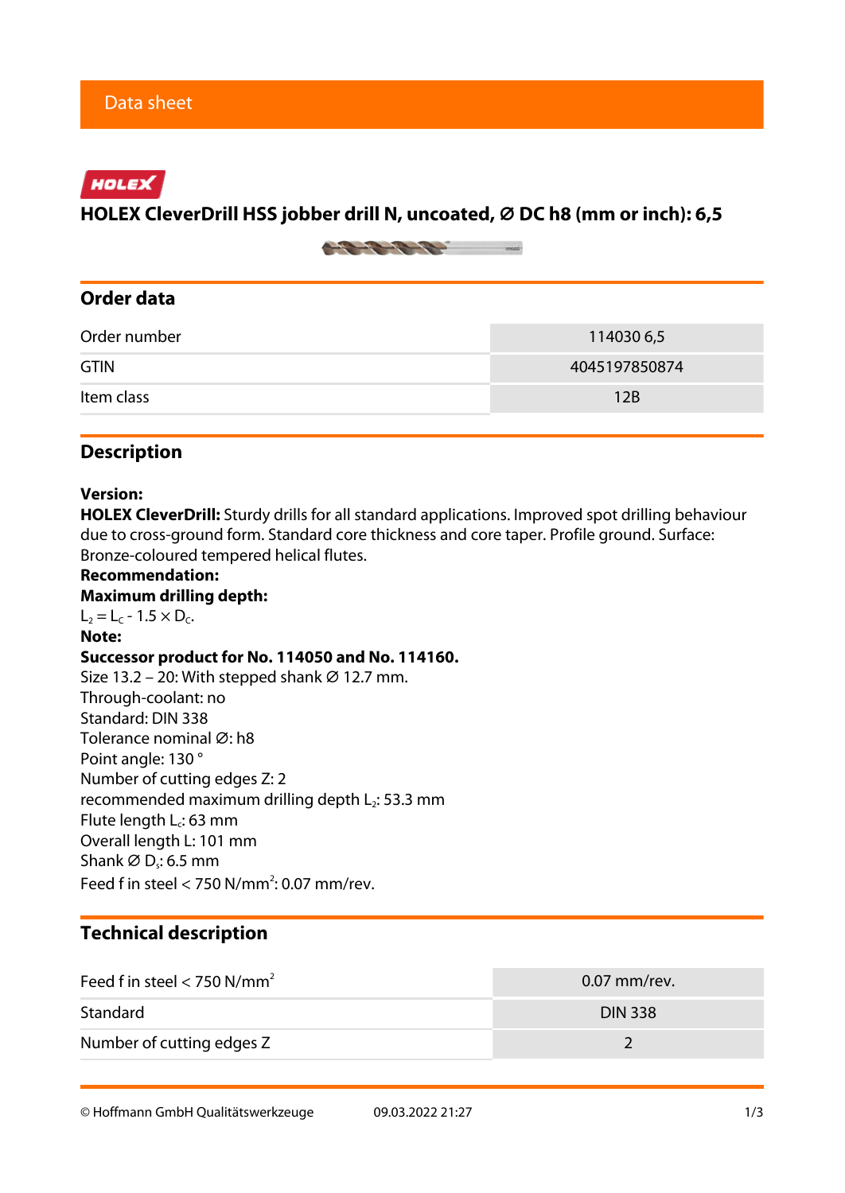Data sheet

HOLEX

# HOLEX CleverDrill HSS jobber drill N, uncoated, ⌀ DC h8 (mm or inch): 6,5

## Order data

| | |
|---|---|
| Order number | 114030 6,5 |
| GTIN | 4045197850874 |
| Item class | 12B |

## Description

**Version:**
**HOLEX CleverDrill:** Sturdy drills for all standard applications. Improved spot drilling behaviour due to cross-ground form. Standard core thickness and core taper. Profile ground. Surface: Bronze-coloured tempered helical flutes.
**Recommendation:**
**Maximum drilling depth:**
$L_2 = L_C - 1.5 \times D_C$.
**Note:**
**Successor product for No. 114050 and No. 114160.**
Size 13.2 – 20: With stepped shank ⌀ 12.7 mm.
Through-coolant: no
Standard: DIN 338
Tolerance nominal ⌀: h8
Point angle: 130 °
Number of cutting edges Z: 2
recommended maximum drilling depth $L_2$: 53.3 mm
Flute length $L_c$: 63 mm
Overall length L: 101 mm
Shank ⌀ $D_s$: 6.5 mm
Feed f in steel < 750 N/mm$^2$: 0.07 mm/rev.

## Technical description

| | |
|---|---|
| Feed f in steel < 750 N/mm$^2$ | 0.07 mm/rev. |
| Standard | DIN 338 |
| Number of cutting edges Z | 2 |

© Hoffmann GmbH Qualitätswerkzeuge 09.03.2022 21:27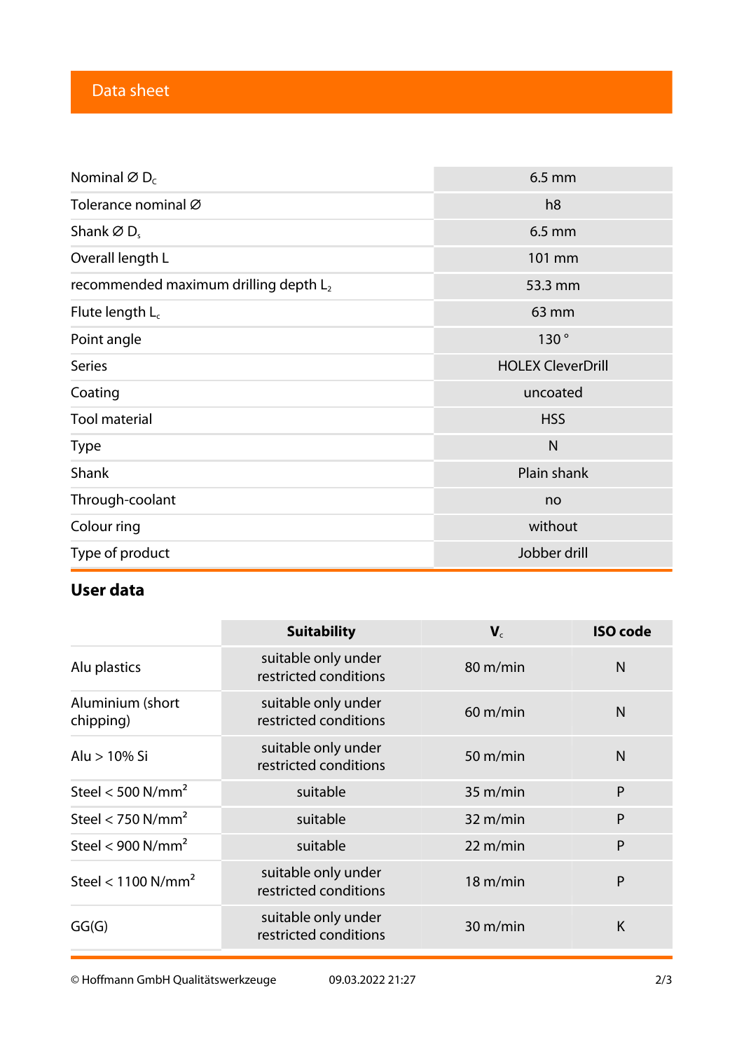## Data sheet

| | |
|---|---|
| Nominal ∅ $D_c$ | 6.5 mm |
| Tolerance nominal ∅ | h8 |
| Shank ∅ $D_s$ | 6.5 mm |
| Overall length L | 101 mm |
| recommended maximum drilling depth $L_2$ | 53.3 mm |
| Flute length $L_c$ | 63 mm |
| Point angle | 130 ° |
| Series | HOLEX CleverDrill |
| Coating | uncoated |
| Tool material | HSS |
| Type | N |
| Shank | Plain shank |
| Through-coolant | no |
| Colour ring | without |
| Type of product | Jobber drill |

## User data

| | Suitability | $V_c$ | ISO code |
|---|---|---|---|
| Alu plastics | suitable only under restricted conditions | 80 m/min | N |
| Aluminium (short chipping) | suitable only under restricted conditions | 60 m/min | N |
| Alu > 10% Si | suitable only under restricted conditions | 50 m/min | N |
| Steel < 500 $N/mm^2$ | suitable | 35 m/min | P |
| Steel < 750 $N/mm^2$ | suitable | 32 m/min | P |
| Steel < 900 $N/mm^2$ | suitable | 22 m/min | P |
| Steel < 1100 $N/mm^2$ | suitable only under restricted conditions | 18 m/min | P |
| GG(G) | suitable only under restricted conditions | 30 m/min | K |

© Hoffmann GmbH Qualitätswerkzeuge 09.03.2022 21:27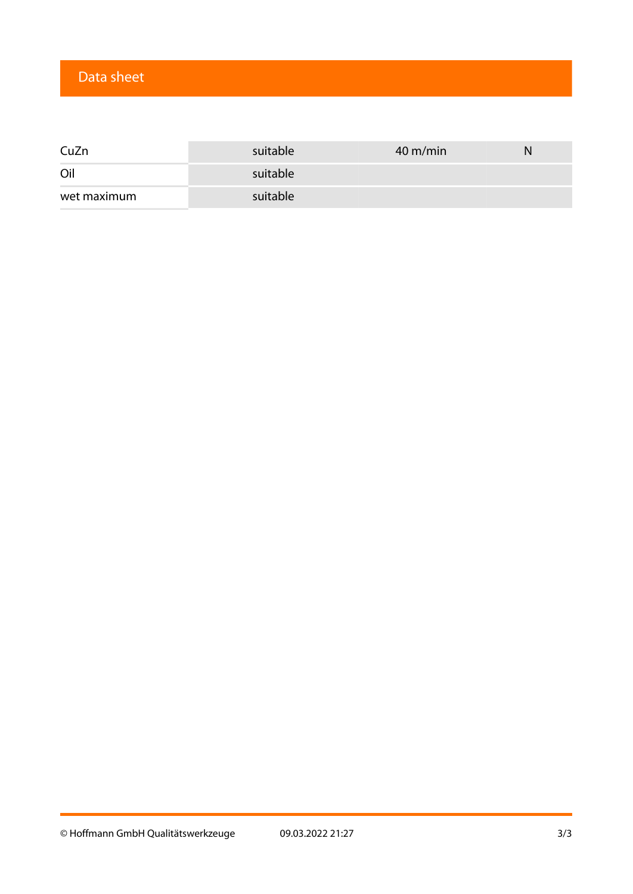# Data sheet

| | | | |
|---|---|---|---|
| CuZn | suitable | 40 m/min | N |
| Oil | suitable | | |
| wet maximum | suitable | | |

© Hoffmann GmbH Qualitätswerkzeuge 09.03.2022 21:27